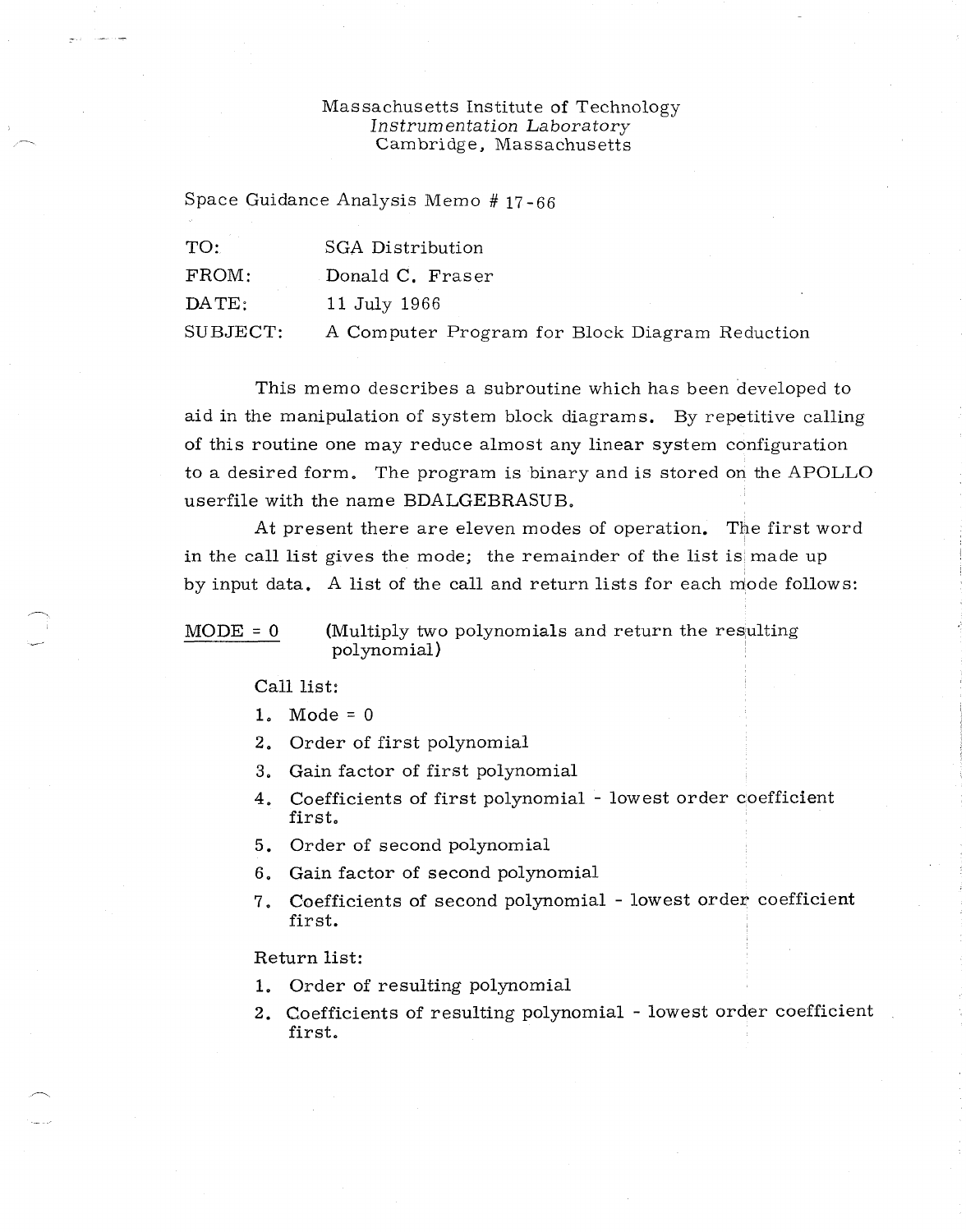Massachusetts Institute of Technology
*Instrumentation Laboratory*
Cambridge, Massachusetts

Space Guidance Analysis Memo # 17-66

| | |
|---|---|
| TO: | SGA Distribution |
| FROM: | Donald C. Fraser |
| DATE: | 11 July 1966 |
| SUBJECT: | A Computer Program for Block Diagram Reduction |

This memo describes a subroutine which has been developed to aid in the manipulation of system block diagrams. By repetitive calling of this routine one may reduce almost any linear system configuration to a desired form. The program is binary and is stored on the APOLLO userfile with the name BDALGEBRASUB.

At present there are eleven modes of operation. The first word in the call list gives the mode; the remainder of the list is made up by input data. A list of the call and return lists for each mode follows:

MODE = 0 (Multiply two polynomials and return the resulting polynomial)

Call list:

1. Mode = 0
2. Order of first polynomial
3. Gain factor of first polynomial
4. Coefficients of first polynomial - lowest order coefficient first.
5. Order of second polynomial
6. Gain factor of second polynomial
7. Coefficients of second polynomial - lowest order coefficient first.

Return list:

1. Order of resulting polynomial
2. Coefficients of resulting polynomial - lowest order coefficient first.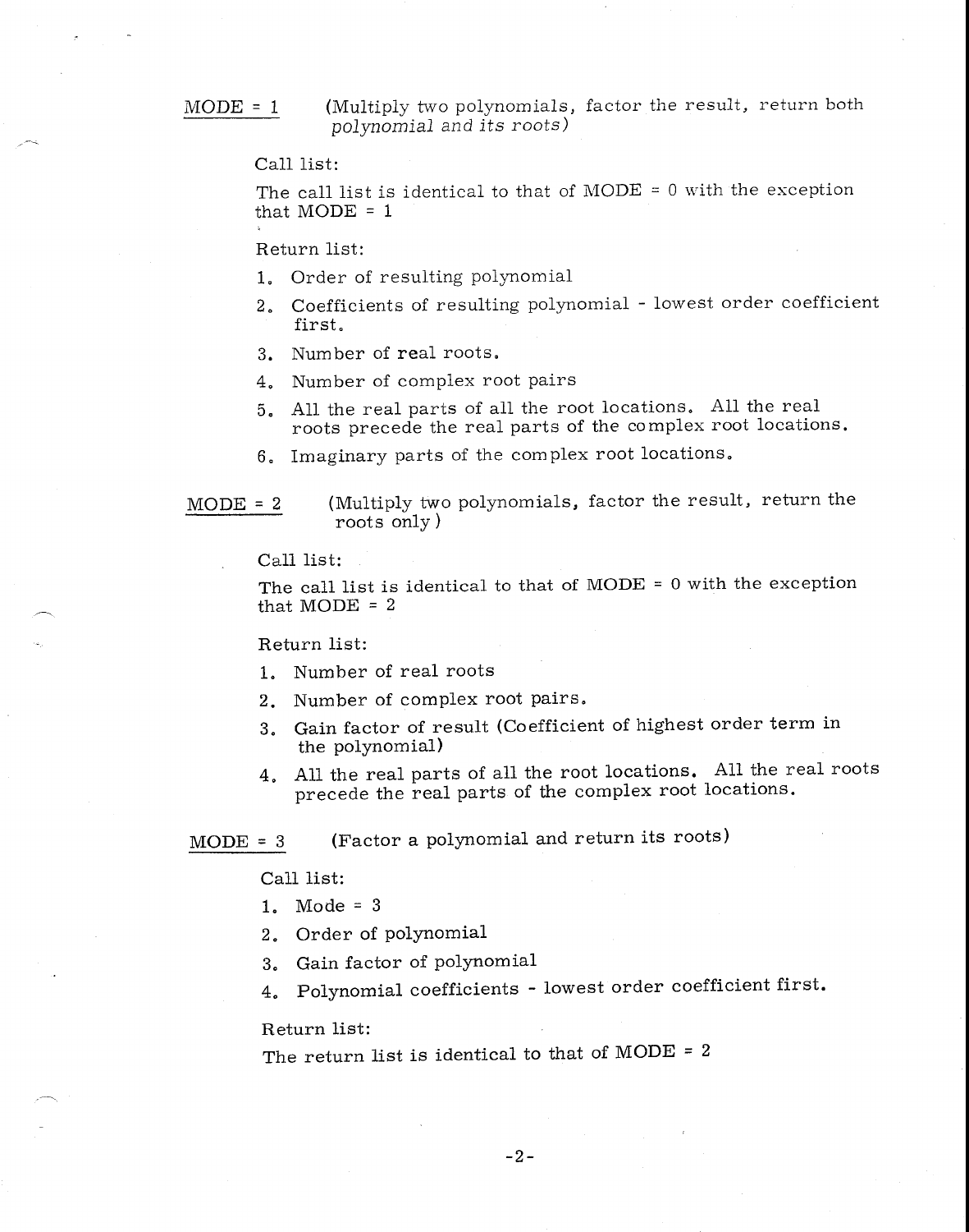MODE = 1 (Multiply two polynomials, factor the result, return both *polynomial and its roots*)

Call list:

The call list is identical to that of MODE = 0 with the exception that MODE = 1

Return list:

1. Order of resulting polynomial
2. Coefficients of resulting polynomial - lowest order coefficient first.
3. Number of real roots.
4. Number of complex root pairs
5. All the real parts of all the root locations. All the real roots precede the real parts of the complex root locations.
6. Imaginary parts of the complex root locations.

MODE = 2 (Multiply two polynomials, factor the result, return the roots only)

Call list:

The call list is identical to that of MODE = 0 with the exception that MODE = 2

Return list:

1. Number of real roots
2. Number of complex root pairs.
3. Gain factor of result (Coefficient of highest order term in the polynomial)
4. All the real parts of all the root locations. All the real roots precede the real parts of the complex root locations.

MODE = 3 (Factor a polynomial and return its roots)

Call list:

1. Mode = 3
2. Order of polynomial
3. Gain factor of polynomial
4. Polynomial coefficients - lowest order coefficient first.

Return list:

The return list is identical to that of MODE = 2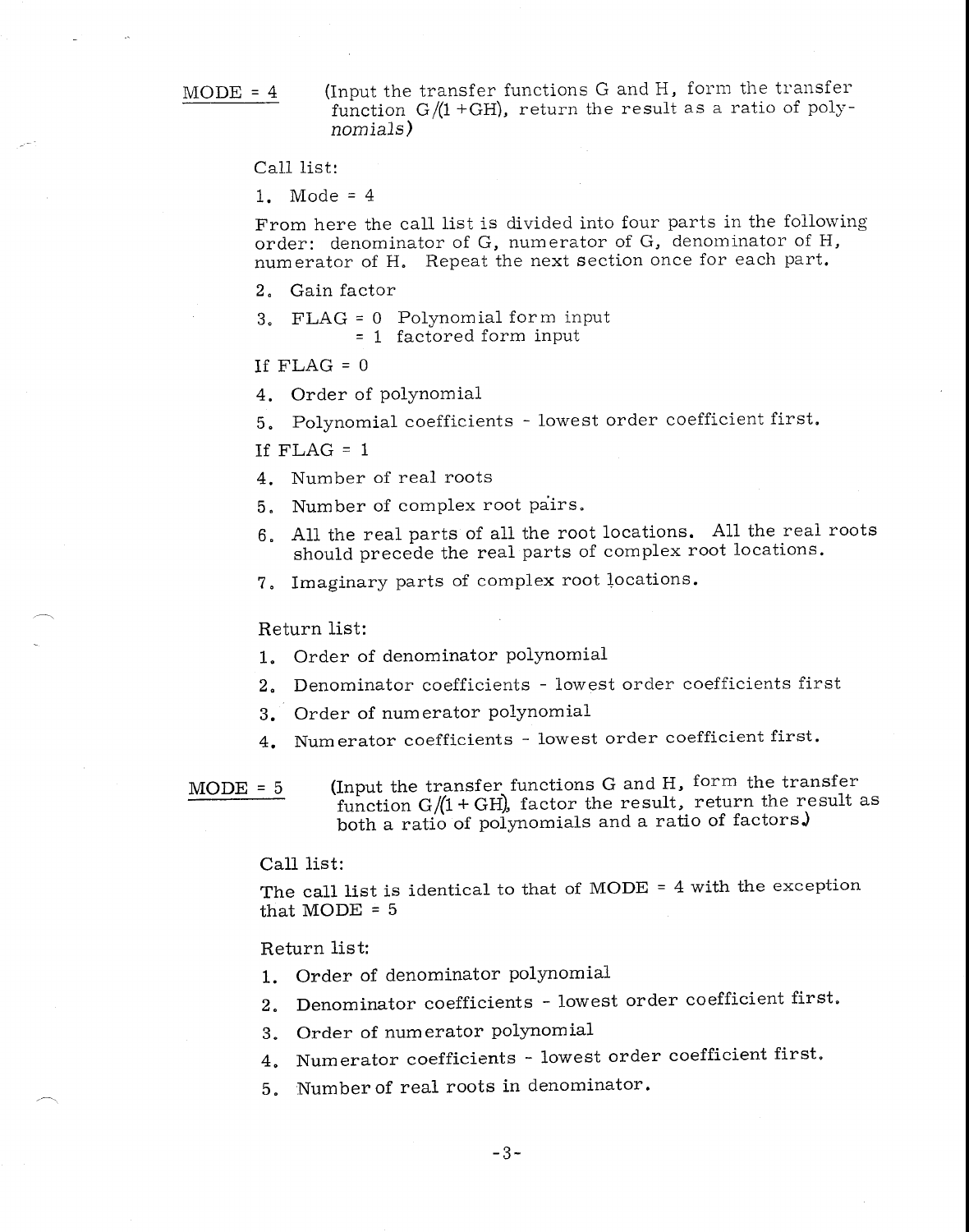MODE = 4 (Input the transfer functions G and H, form the transfer function G/(1 +GH), return the result as a ratio of polynomials)

Call list:

1. Mode = 4

From here the call list is divided into four parts in the following order: denominator of G, numerator of G, denominator of H, numerator of H. Repeat the next section once for each part.

2. Gain factor
3. FLAG = 0 Polynomial form input
   = 1 factored form input

If FLAG = 0

4. Order of polynomial
5. Polynomial coefficients - lowest order coefficient first.

If FLAG = 1

4. Number of real roots
5. Number of complex root pairs.
6. All the real parts of all the root locations. All the real roots should precede the real parts of complex root locations.
7. Imaginary parts of complex root locations.

Return list:

1. Order of denominator polynomial
2. Denominator coefficients - lowest order coefficients first
3. Order of numerator polynomial
4. Numerator coefficients - lowest order coefficient first.

MODE = 5 (Input the transfer functions G and H, form the transfer function G/(1 + GH), factor the result, return the result as both a ratio of polynomials and a ratio of factors.)

Call list:

The call list is identical to that of MODE = 4 with the exception that MODE = 5

Return list:

1. Order of denominator polynomial
2. Denominator coefficients - lowest order coefficient first.
3. Order of numerator polynomial
4. Numerator coefficients - lowest order coefficient first.
5. Number of real roots in denominator.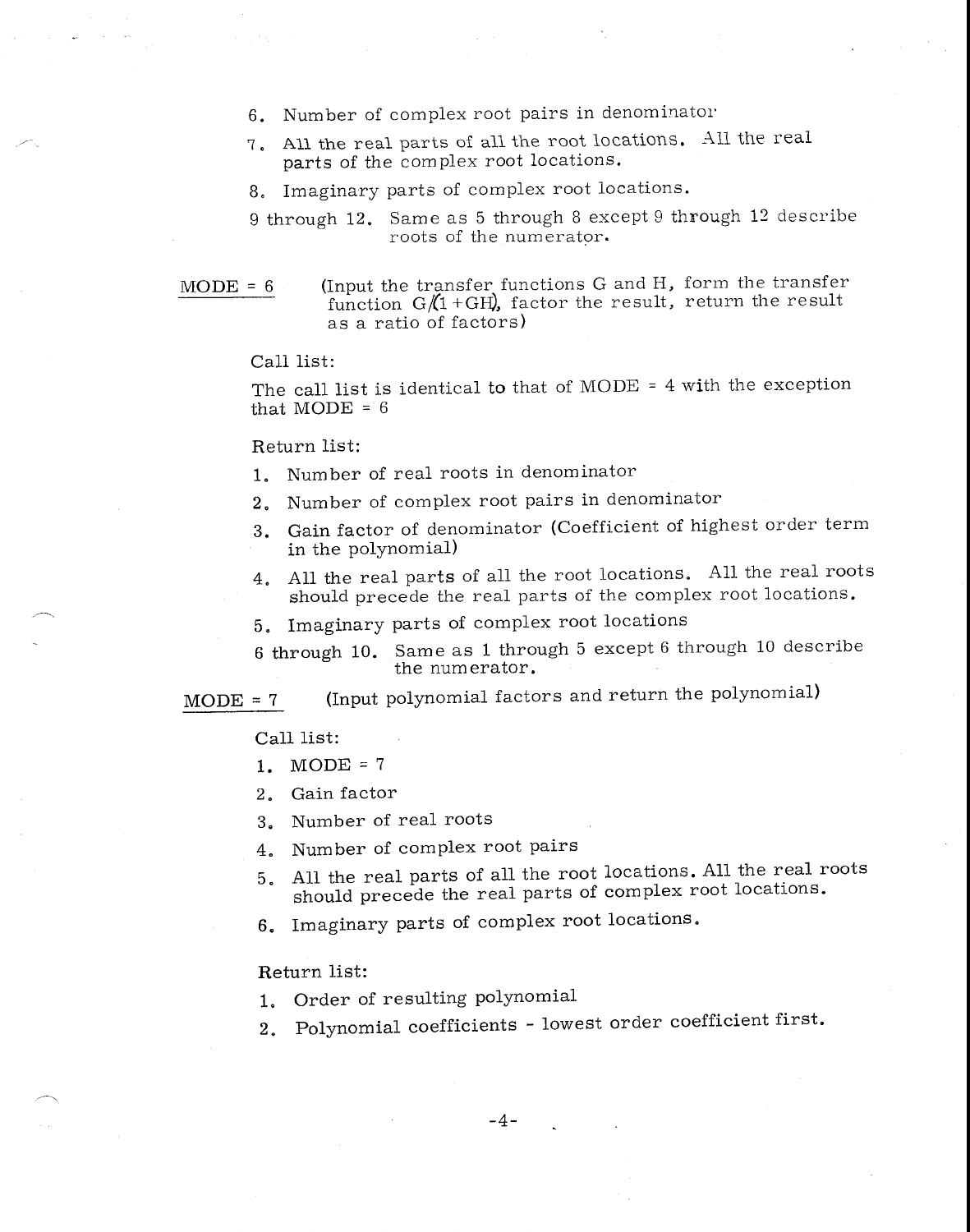6. Number of complex root pairs in denominator
7. All the real parts of all the root locations. All the real parts of the complex root locations.
8. Imaginary parts of complex root locations.

9 through 12. Same as 5 through 8 except 9 through 12 describe roots of the numerator.

**MODE = 6** (Input the transfer functions G and H, form the transfer function $G/(1+GH)$, factor the result, return the result as a ratio of factors)

Call list:

The call list is identical to that of MODE = 4 with the exception that MODE = 6

Return list:

1. Number of real roots in denominator
2. Number of complex root pairs in denominator
3. Gain factor of denominator (Coefficient of highest order term in the polynomial)
4. All the real parts of all the root locations. All the real roots should precede the real parts of the complex root locations.
5. Imaginary parts of complex root locations

6 through 10. Same as 1 through 5 except 6 through 10 describe the numerator.

**MODE = 7** (Input polynomial factors and return the polynomial)

Call list:

1. MODE = 7
2. Gain factor
3. Number of real roots
4. Number of complex root pairs
5. All the real parts of all the root locations. All the real roots should precede the real parts of complex root locations.
6. Imaginary parts of complex root locations.

Return list:

1. Order of resulting polynomial
2. Polynomial coefficients - lowest order coefficient first.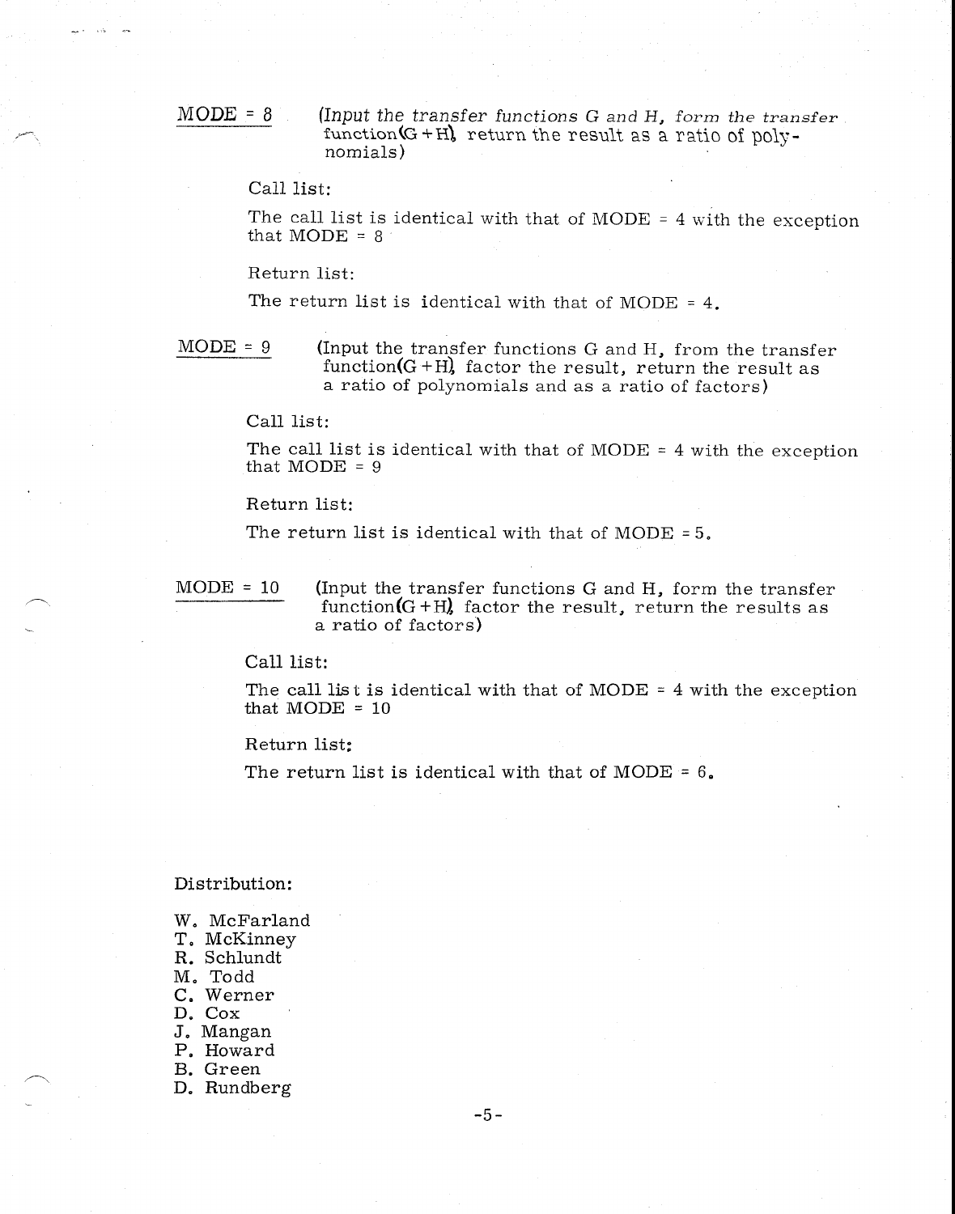MODE = 8 (*Input the transfer functions G and H, form the transfer* function(G + H), return the result as a ratio of polynomials)

Call list:

The call list is identical with that of MODE = 4 with the exception that MODE = 8

Return list:

The return list is identical with that of MODE = 4.

MODE = 9 (Input the transfer functions G and H, from the transfer function(G + H), factor the result, return the result as a ratio of polynomials and as a ratio of factors)

Call list:

The call list is identical with that of MODE = 4 with the exception that MODE = 9

Return list:

The return list is identical with that of MODE = 5.

MODE = 10 (Input the transfer functions G and H, form the transfer function(G + H), factor the result, return the results as a ratio of factors)

Call list:

The call list is identical with that of MODE = 4 with the exception that MODE = 10

Return list:

The return list is identical with that of MODE = 6.

Distribution:

W. McFarland
T. McKinney
R. Schlundt
M. Todd
C. Werner
D. Cox
J. Mangan
P. Howard
B. Green
D. Rundberg